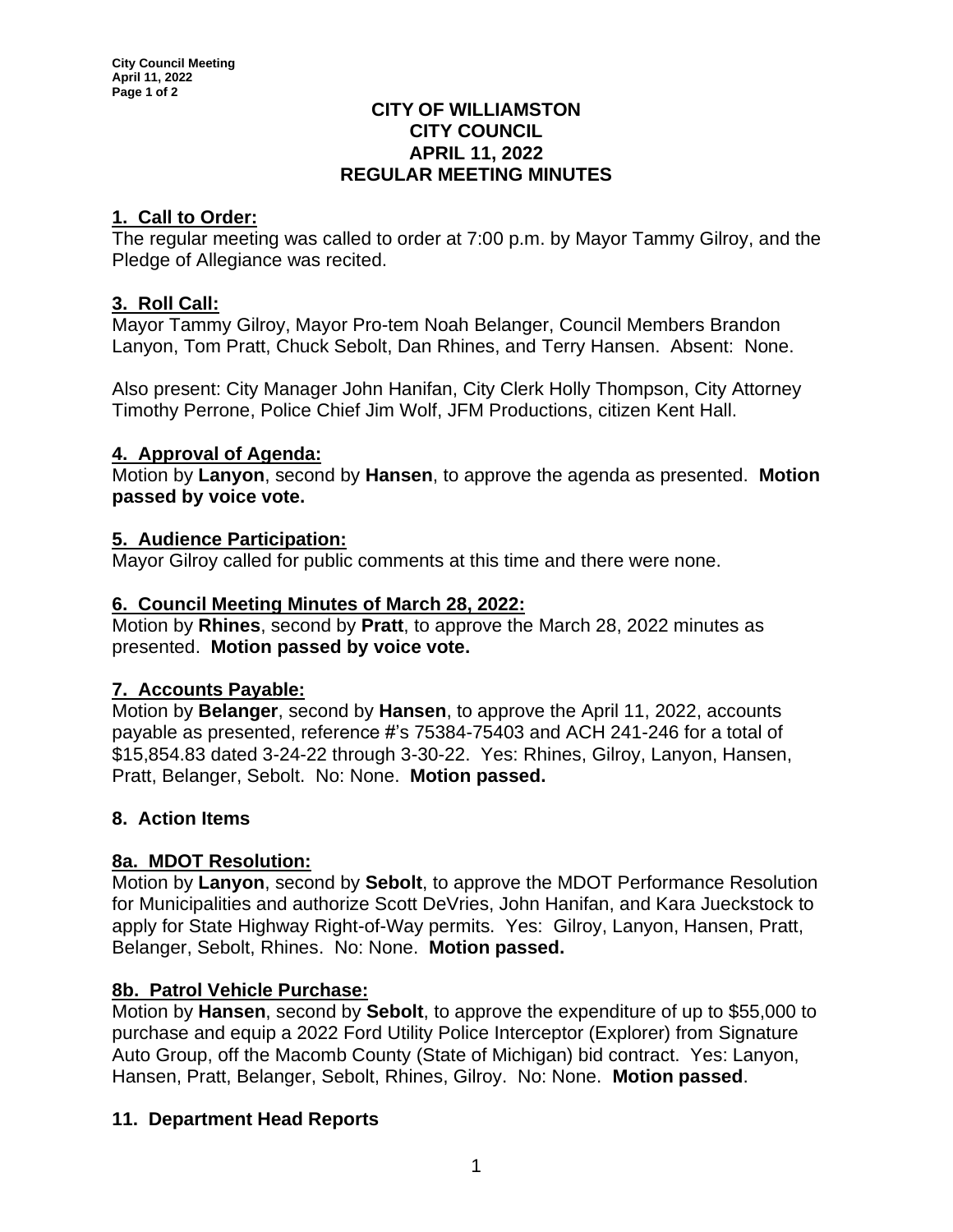# CITY OF WILLIAMSTON
## CITY COUNCIL
## APRIL 11, 2022
## REGULAR MEETING MINUTES

### 1. Call to Order:

The regular meeting was called to order at 7:00 p.m. by Mayor Tammy Gilroy, and the Pledge of Allegiance was recited.

### 3. Roll Call:

Mayor Tammy Gilroy, Mayor Pro-tem Noah Belanger, Council Members Brandon Lanyon, Tom Pratt, Chuck Sebolt, Dan Rhines, and Terry Hansen. Absent: None.

Also present: City Manager John Hanifan, City Clerk Holly Thompson, City Attorney Timothy Perrone, Police Chief Jim Wolf, JFM Productions, citizen Kent Hall.

### 4. Approval of Agenda:

Motion by **Lanyon**, second by **Hansen**, to approve the agenda as presented. **Motion passed by voice vote.**

### 5. Audience Participation:

Mayor Gilroy called for public comments at this time and there were none.

### 6. Council Meeting Minutes of March 28, 2022:

Motion by **Rhines**, second by **Pratt**, to approve the March 28, 2022 minutes as presented. **Motion passed by voice vote.**

### 7. Accounts Payable:

Motion by **Belanger**, second by **Hansen**, to approve the April 11, 2022, accounts payable as presented, reference #'s 75384-75403 and ACH 241-246 for a total of $15,854.83 dated 3-24-22 through 3-30-22. Yes: Rhines, Gilroy, Lanyon, Hansen, Pratt, Belanger, Sebolt. No: None. **Motion passed.**

### 8. Action Items

### 8a. MDOT Resolution:

Motion by **Lanyon**, second by **Sebolt**, to approve the MDOT Performance Resolution for Municipalities and authorize Scott DeVries, John Hanifan, and Kara Jueckstock to apply for State Highway Right-of-Way permits. Yes: Gilroy, Lanyon, Hansen, Pratt, Belanger, Sebolt, Rhines. No: None. **Motion passed.**

### 8b. Patrol Vehicle Purchase:

Motion by **Hansen**, second by **Sebolt**, to approve the expenditure of up to $55,000 to purchase and equip a 2022 Ford Utility Police Interceptor (Explorer) from Signature Auto Group, off the Macomb County (State of Michigan) bid contract. Yes: Lanyon, Hansen, Pratt, Belanger, Sebolt, Rhines, Gilroy. No: None. **Motion passed**.

### 11. Department Head Reports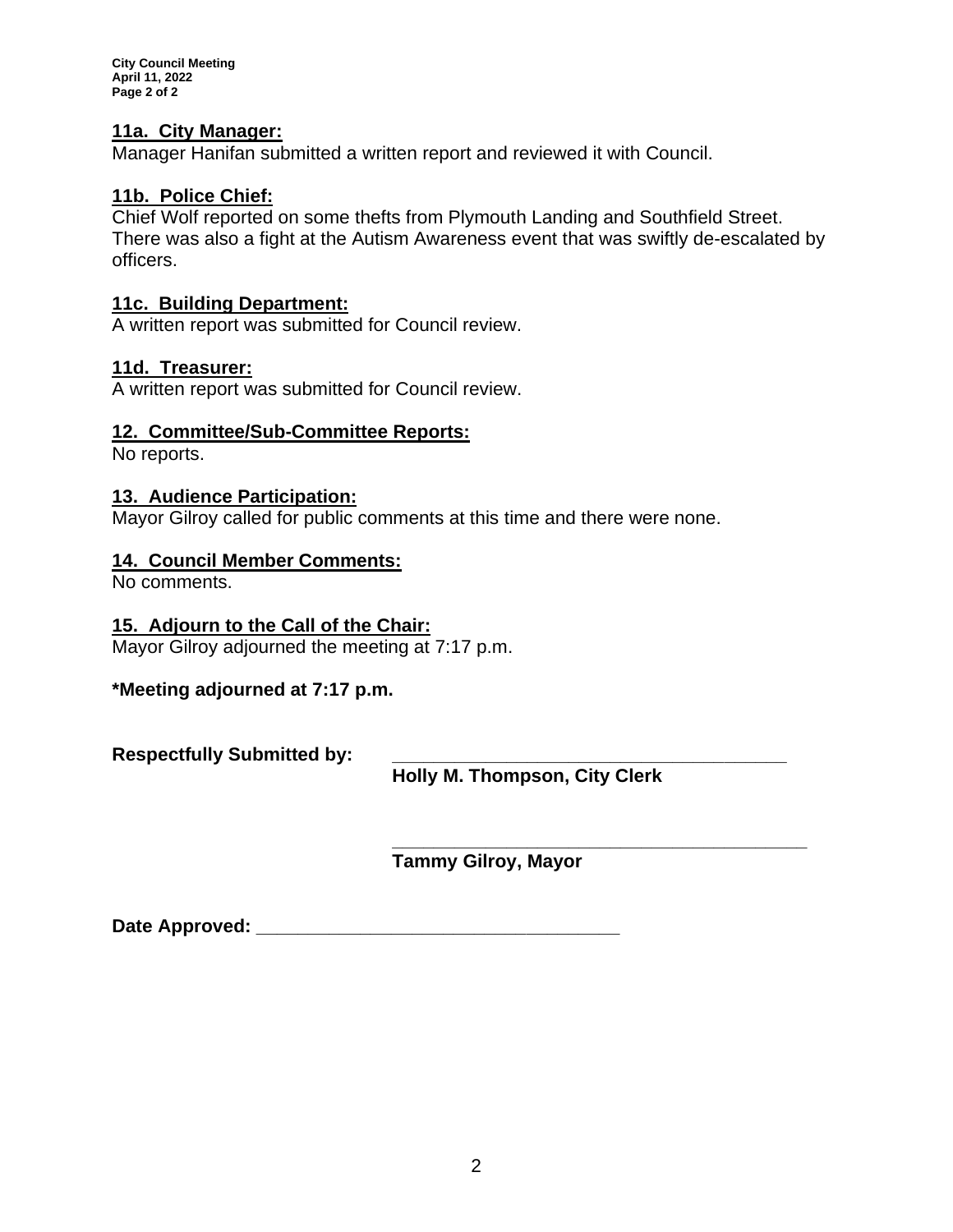**11a. City Manager:**

Manager Hanifan submitted a written report and reviewed it with Council.

**11b. Police Chief:**

Chief Wolf reported on some thefts from Plymouth Landing and Southfield Street. There was also a fight at the Autism Awareness event that was swiftly de-escalated by officers.

**11c. Building Department:**

A written report was submitted for Council review.

**11d. Treasurer:**

A written report was submitted for Council review.

**12. Committee/Sub-Committee Reports:**

No reports.

**13. Audience Participation:**

Mayor Gilroy called for public comments at this time and there were none.

**14. Council Member Comments:**

No comments.

**15. Adjourn to the Call of the Chair:**

Mayor Gilroy adjourned the meeting at 7:17 p.m.

**\*Meeting adjourned at 7:17 p.m.**

**Respectfully Submitted by:** ______________________________________

**Holly M. Thompson, City Clerk**

______________________________________

**Tammy Gilroy, Mayor**

**Date Approved:** ___________________________________